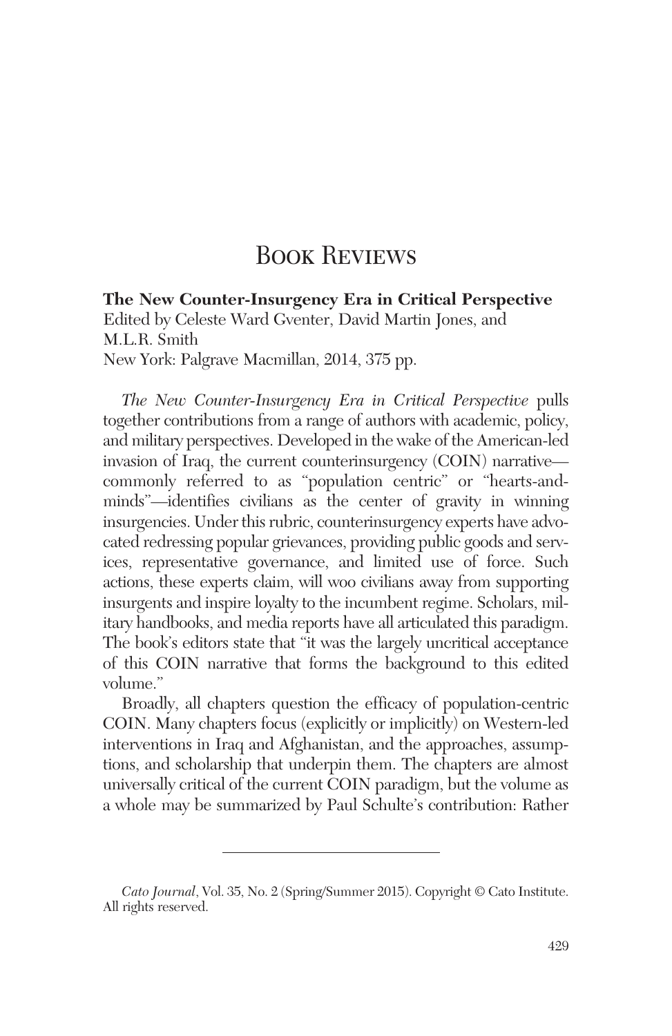# Book Reviews

**The New Counter-Insurgency Era in Critical Perspective**
Edited by Celeste Ward Gventer, David Martin Jones, and M.L.R. Smith
New York: Palgrave Macmillan, 2014, 375 pp.

*The New Counter-Insurgency Era in Critical Perspective* pulls together contributions from a range of authors with academic, policy, and military perspectives. Developed in the wake of the American-led invasion of Iraq, the current counterinsurgency (COIN) narrative—commonly referred to as "population centric" or "hearts-and-minds"—identifies civilians as the center of gravity in winning insurgencies. Under this rubric, counterinsurgency experts have advocated redressing popular grievances, providing public goods and services, representative governance, and limited use of force. Such actions, these experts claim, will woo civilians away from supporting insurgents and inspire loyalty to the incumbent regime. Scholars, military handbooks, and media reports have all articulated this paradigm. The book's editors state that "it was the largely uncritical acceptance of this COIN narrative that forms the background to this edited volume."

Broadly, all chapters question the efficacy of population-centric COIN. Many chapters focus (explicitly or implicitly) on Western-led interventions in Iraq and Afghanistan, and the approaches, assumptions, and scholarship that underpin them. The chapters are almost universally critical of the current COIN paradigm, but the volume as a whole may be summarized by Paul Schulte's contribution: Rather

*Cato Journal*, Vol. 35, No. 2 (Spring/Summer 2015). Copyright © Cato Institute. All rights reserved.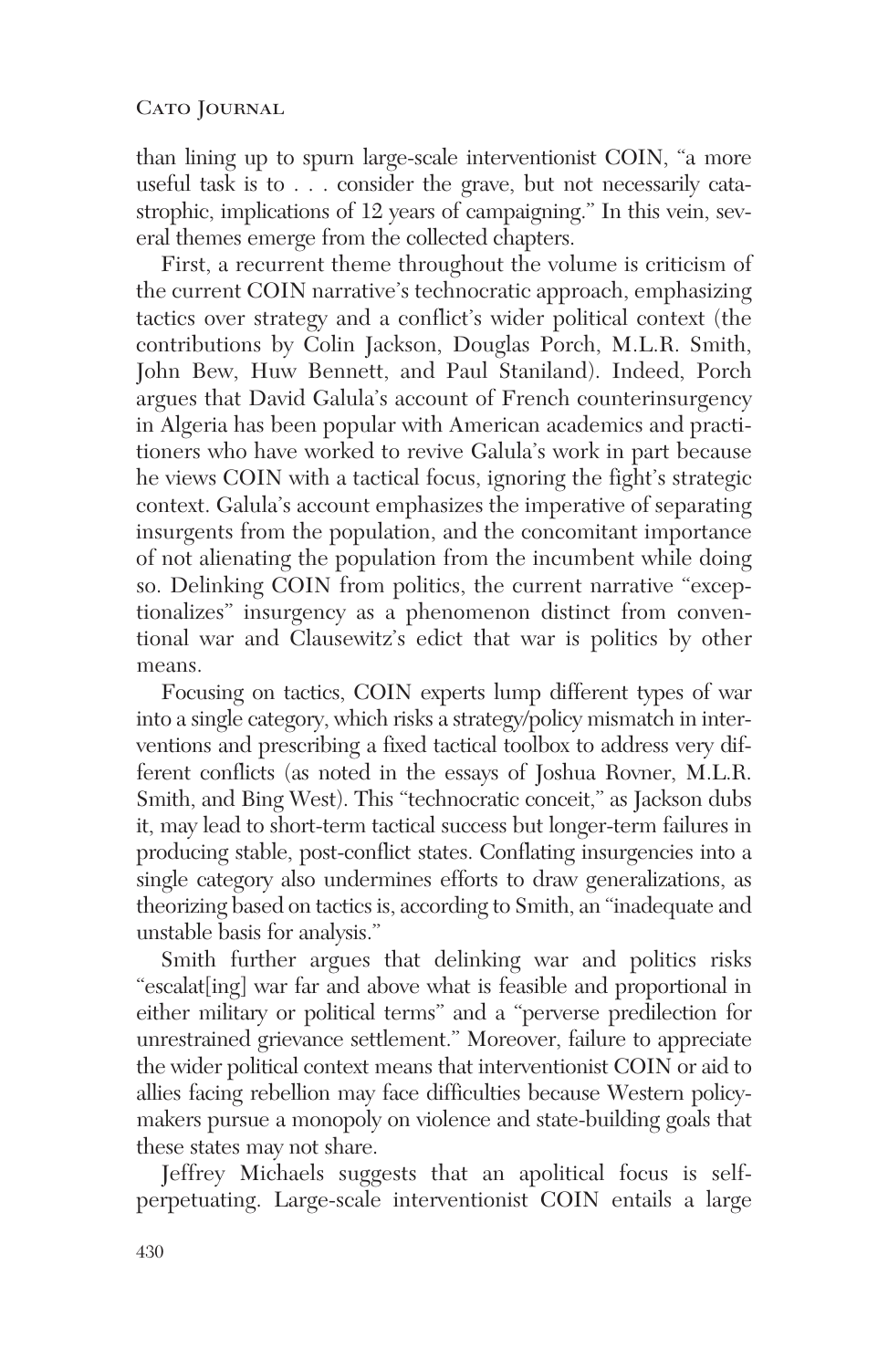than lining up to spurn large-scale interventionist COIN, "a more useful task is to . . . consider the grave, but not necessarily catastrophic, implications of 12 years of campaigning." In this vein, several themes emerge from the collected chapters.

First, a recurrent theme throughout the volume is criticism of the current COIN narrative's technocratic approach, emphasizing tactics over strategy and a conflict's wider political context (the contributions by Colin Jackson, Douglas Porch, M.L.R. Smith, John Bew, Huw Bennett, and Paul Staniland). Indeed, Porch argues that David Galula's account of French counterinsurgency in Algeria has been popular with American academics and practitioners who have worked to revive Galula's work in part because he views COIN with a tactical focus, ignoring the fight's strategic context. Galula's account emphasizes the imperative of separating insurgents from the population, and the concomitant importance of not alienating the population from the incumbent while doing so. Delinking COIN from politics, the current narrative "exceptionalizes" insurgency as a phenomenon distinct from conventional war and Clausewitz's edict that war is politics by other means.

Focusing on tactics, COIN experts lump different types of war into a single category, which risks a strategy/policy mismatch in interventions and prescribing a fixed tactical toolbox to address very different conflicts (as noted in the essays of Joshua Rovner, M.L.R. Smith, and Bing West). This "technocratic conceit," as Jackson dubs it, may lead to short-term tactical success but longer-term failures in producing stable, post-conflict states. Conflating insurgencies into a single category also undermines efforts to draw generalizations, as theorizing based on tactics is, according to Smith, an "inadequate and unstable basis for analysis."

Smith further argues that delinking war and politics risks "escalat[ing] war far and above what is feasible and proportional in either military or political terms" and a "perverse predilection for unrestrained grievance settlement." Moreover, failure to appreciate the wider political context means that interventionist COIN or aid to allies facing rebellion may face difficulties because Western policymakers pursue a monopoly on violence and state-building goals that these states may not share.

Jeffrey Michaels suggests that an apolitical focus is self-perpetuating. Large-scale interventionist COIN entails a large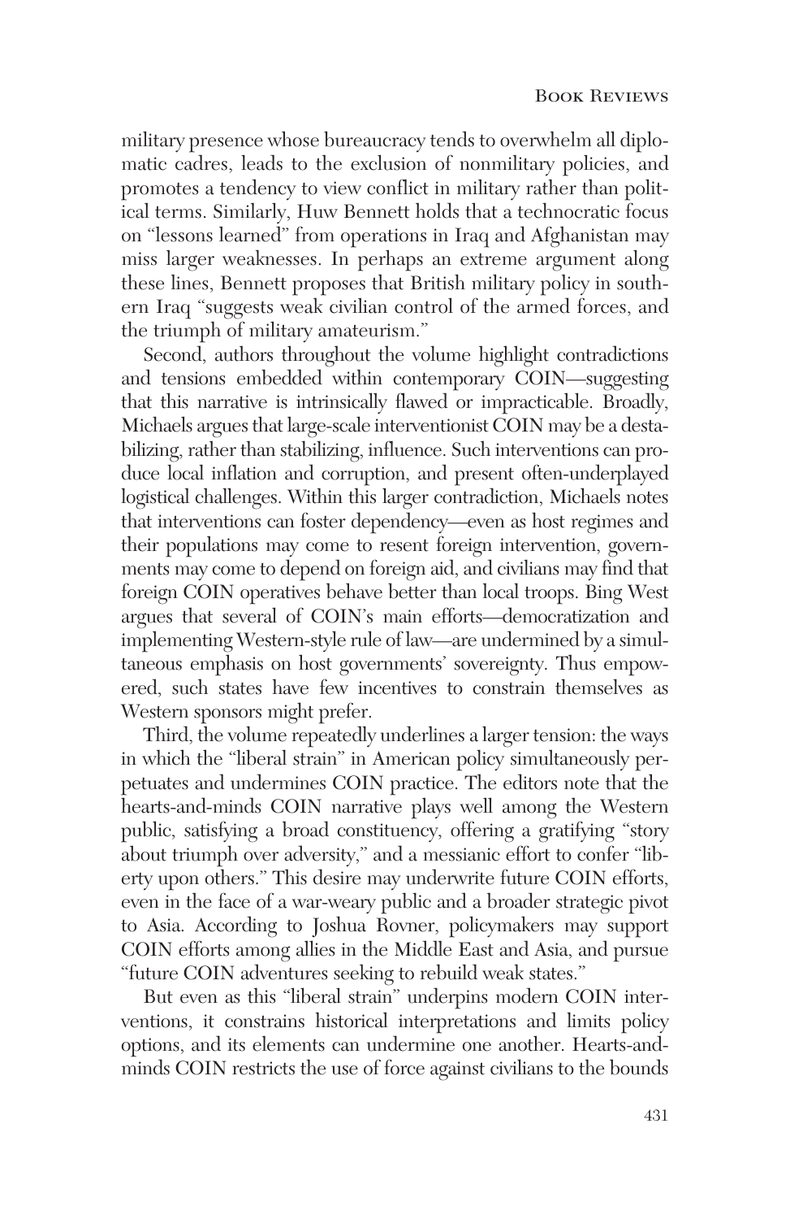military presence whose bureaucracy tends to overwhelm all diplomatic cadres, leads to the exclusion of nonmilitary policies, and promotes a tendency to view conflict in military rather than political terms. Similarly, Huw Bennett holds that a technocratic focus on "lessons learned" from operations in Iraq and Afghanistan may miss larger weaknesses. In perhaps an extreme argument along these lines, Bennett proposes that British military policy in southern Iraq "suggests weak civilian control of the armed forces, and the triumph of military amateurism."

Second, authors throughout the volume highlight contradictions and tensions embedded within contemporary COIN—suggesting that this narrative is intrinsically flawed or impracticable. Broadly, Michaels argues that large-scale interventionist COIN may be a destabilizing, rather than stabilizing, influence. Such interventions can produce local inflation and corruption, and present often-underplayed logistical challenges. Within this larger contradiction, Michaels notes that interventions can foster dependency—even as host regimes and their populations may come to resent foreign intervention, governments may come to depend on foreign aid, and civilians may find that foreign COIN operatives behave better than local troops. Bing West argues that several of COIN's main efforts—democratization and implementing Western-style rule of law—are undermined by a simultaneous emphasis on host governments' sovereignty. Thus empowered, such states have few incentives to constrain themselves as Western sponsors might prefer.

Third, the volume repeatedly underlines a larger tension: the ways in which the "liberal strain" in American policy simultaneously perpetuates and undermines COIN practice. The editors note that the hearts-and-minds COIN narrative plays well among the Western public, satisfying a broad constituency, offering a gratifying "story about triumph over adversity," and a messianic effort to confer "liberty upon others." This desire may underwrite future COIN efforts, even in the face of a war-weary public and a broader strategic pivot to Asia. According to Joshua Rovner, policymakers may support COIN efforts among allies in the Middle East and Asia, and pursue "future COIN adventures seeking to rebuild weak states."

But even as this "liberal strain" underpins modern COIN interventions, it constrains historical interpretations and limits policy options, and its elements can undermine one another. Hearts-and-minds COIN restricts the use of force against civilians to the bounds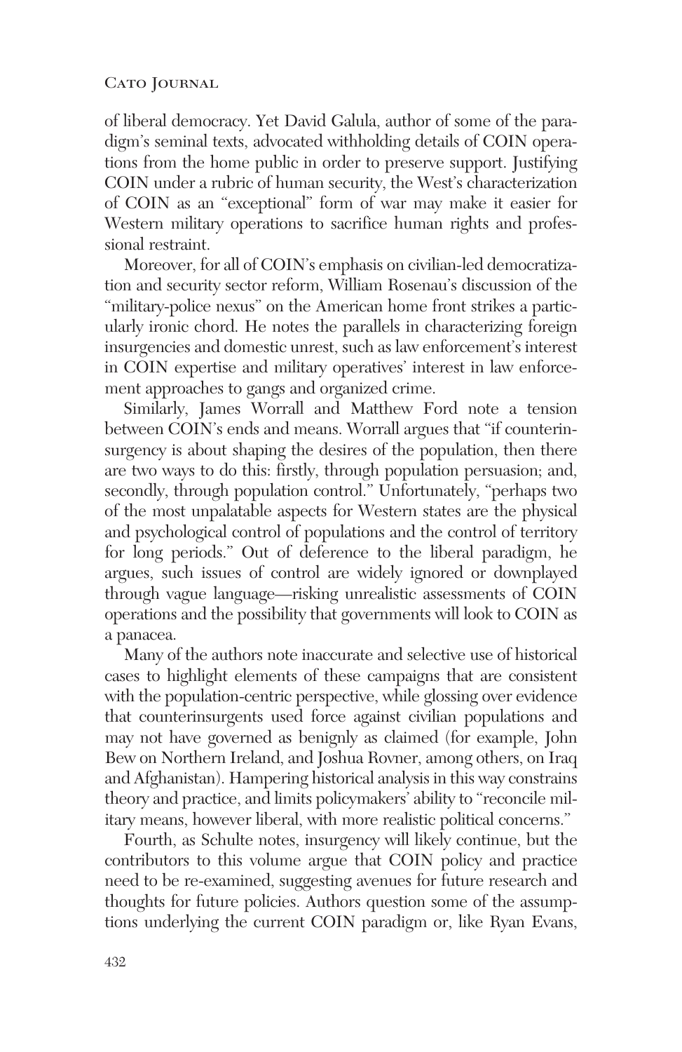of liberal democracy. Yet David Galula, author of some of the paradigm's seminal texts, advocated withholding details of COIN operations from the home public in order to preserve support. Justifying COIN under a rubric of human security, the West's characterization of COIN as an "exceptional" form of war may make it easier for Western military operations to sacrifice human rights and professional restraint.

Moreover, for all of COIN's emphasis on civilian-led democratization and security sector reform, William Rosenau's discussion of the "military-police nexus" on the American home front strikes a particularly ironic chord. He notes the parallels in characterizing foreign insurgencies and domestic unrest, such as law enforcement's interest in COIN expertise and military operatives' interest in law enforcement approaches to gangs and organized crime.

Similarly, James Worrall and Matthew Ford note a tension between COIN's ends and means. Worrall argues that "if counterinsurgency is about shaping the desires of the population, then there are two ways to do this: firstly, through population persuasion; and, secondly, through population control." Unfortunately, "perhaps two of the most unpalatable aspects for Western states are the physical and psychological control of populations and the control of territory for long periods." Out of deference to the liberal paradigm, he argues, such issues of control are widely ignored or downplayed through vague language—risking unrealistic assessments of COIN operations and the possibility that governments will look to COIN as a panacea.

Many of the authors note inaccurate and selective use of historical cases to highlight elements of these campaigns that are consistent with the population-centric perspective, while glossing over evidence that counterinsurgents used force against civilian populations and may not have governed as benignly as claimed (for example, John Bew on Northern Ireland, and Joshua Rovner, among others, on Iraq and Afghanistan). Hampering historical analysis in this way constrains theory and practice, and limits policymakers' ability to "reconcile military means, however liberal, with more realistic political concerns."

Fourth, as Schulte notes, insurgency will likely continue, but the contributors to this volume argue that COIN policy and practice need to be re-examined, suggesting avenues for future research and thoughts for future policies. Authors question some of the assumptions underlying the current COIN paradigm or, like Ryan Evans,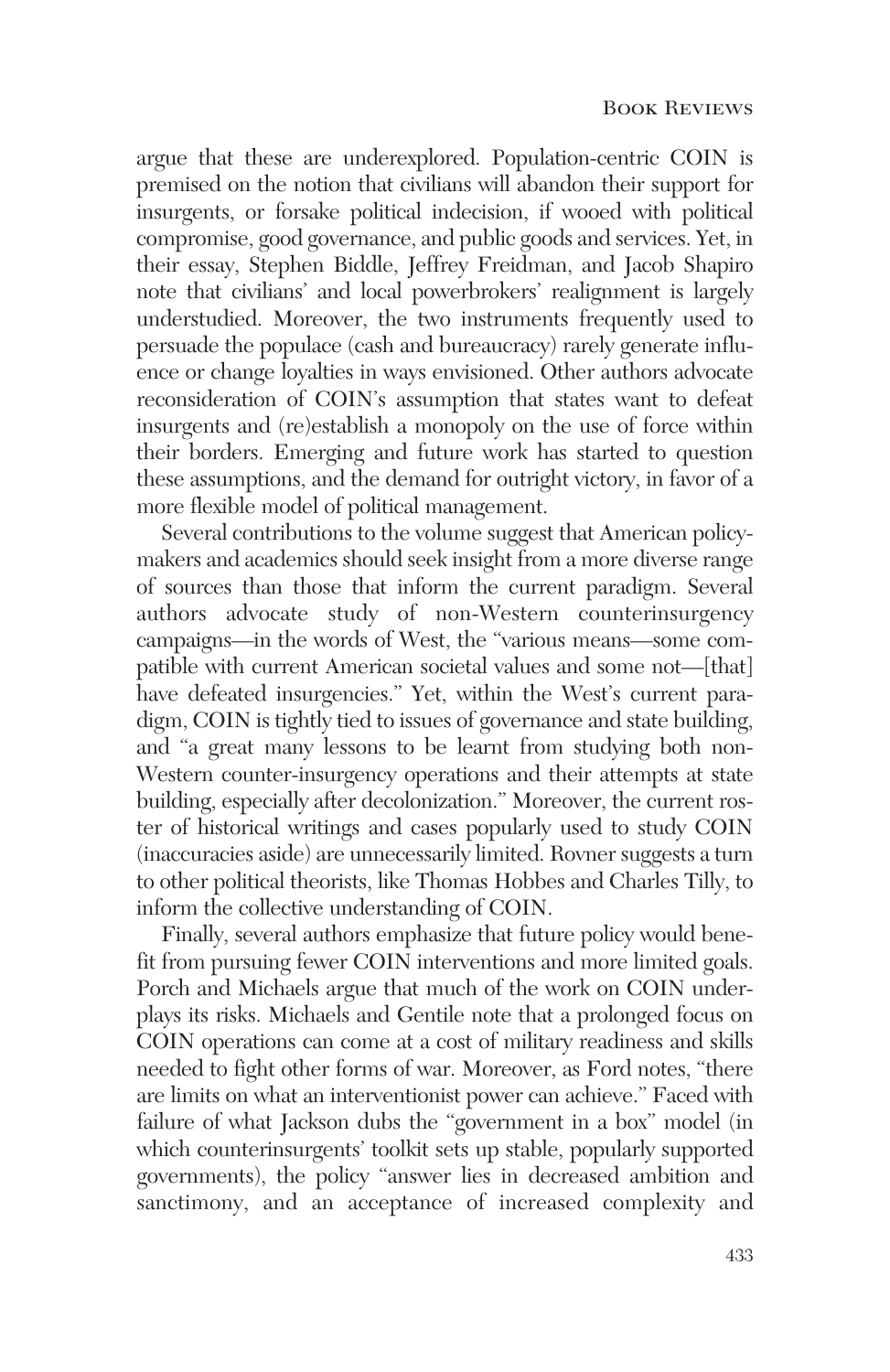argue that these are underexplored. Population-centric COIN is premised on the notion that civilians will abandon their support for insurgents, or forsake political indecision, if wooed with political compromise, good governance, and public goods and services. Yet, in their essay, Stephen Biddle, Jeffrey Freidman, and Jacob Shapiro note that civilians' and local powerbrokers' realignment is largely understudied. Moreover, the two instruments frequently used to persuade the populace (cash and bureaucracy) rarely generate influence or change loyalties in ways envisioned. Other authors advocate reconsideration of COIN's assumption that states want to defeat insurgents and (re)establish a monopoly on the use of force within their borders. Emerging and future work has started to question these assumptions, and the demand for outright victory, in favor of a more flexible model of political management.

Several contributions to the volume suggest that American policymakers and academics should seek insight from a more diverse range of sources than those that inform the current paradigm. Several authors advocate study of non-Western counterinsurgency campaigns—in the words of West, the "various means—some compatible with current American societal values and some not—[that] have defeated insurgencies." Yet, within the West's current paradigm, COIN is tightly tied to issues of governance and state building, and "a great many lessons to be learnt from studying both non-Western counter-insurgency operations and their attempts at state building, especially after decolonization." Moreover, the current roster of historical writings and cases popularly used to study COIN (inaccuracies aside) are unnecessarily limited. Rovner suggests a turn to other political theorists, like Thomas Hobbes and Charles Tilly, to inform the collective understanding of COIN.

Finally, several authors emphasize that future policy would benefit from pursuing fewer COIN interventions and more limited goals. Porch and Michaels argue that much of the work on COIN underplays its risks. Michaels and Gentile note that a prolonged focus on COIN operations can come at a cost of military readiness and skills needed to fight other forms of war. Moreover, as Ford notes, "there are limits on what an interventionist power can achieve." Faced with failure of what Jackson dubs the "government in a box" model (in which counterinsurgents' toolkit sets up stable, popularly supported governments), the policy "answer lies in decreased ambition and sanctimony, and an acceptance of increased complexity and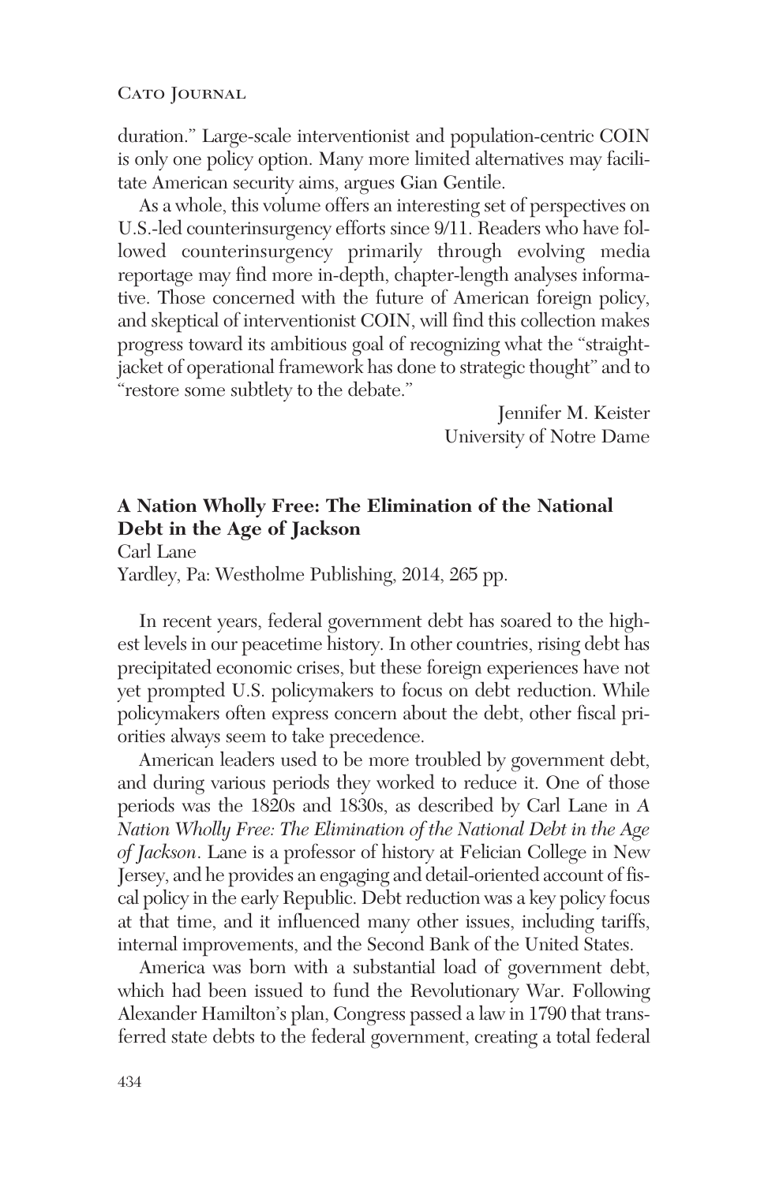duration." Large-scale interventionist and population-centric COIN is only one policy option. Many more limited alternatives may facilitate American security aims, argues Gian Gentile.

As a whole, this volume offers an interesting set of perspectives on U.S.-led counterinsurgency efforts since 9/11. Readers who have followed counterinsurgency primarily through evolving media reportage may find more in-depth, chapter-length analyses informative. Those concerned with the future of American foreign policy, and skeptical of interventionist COIN, will find this collection makes progress toward its ambitious goal of recognizing what the "straightjacket of operational framework has done to strategic thought" and to "restore some subtlety to the debate."

Jennifer M. Keister
University of Notre Dame

**A Nation Wholly Free: The Elimination of the National Debt in the Age of Jackson**
Carl Lane
Yardley, Pa: Westholme Publishing, 2014, 265 pp.

In recent years, federal government debt has soared to the highest levels in our peacetime history. In other countries, rising debt has precipitated economic crises, but these foreign experiences have not yet prompted U.S. policymakers to focus on debt reduction. While policymakers often express concern about the debt, other fiscal priorities always seem to take precedence.

American leaders used to be more troubled by government debt, and during various periods they worked to reduce it. One of those periods was the 1820s and 1830s, as described by Carl Lane in *A Nation Wholly Free: The Elimination of the National Debt in the Age of Jackson*. Lane is a professor of history at Felician College in New Jersey, and he provides an engaging and detail-oriented account of fiscal policy in the early Republic. Debt reduction was a key policy focus at that time, and it influenced many other issues, including tariffs, internal improvements, and the Second Bank of the United States.

America was born with a substantial load of government debt, which had been issued to fund the Revolutionary War. Following Alexander Hamilton's plan, Congress passed a law in 1790 that transferred state debts to the federal government, creating a total federal